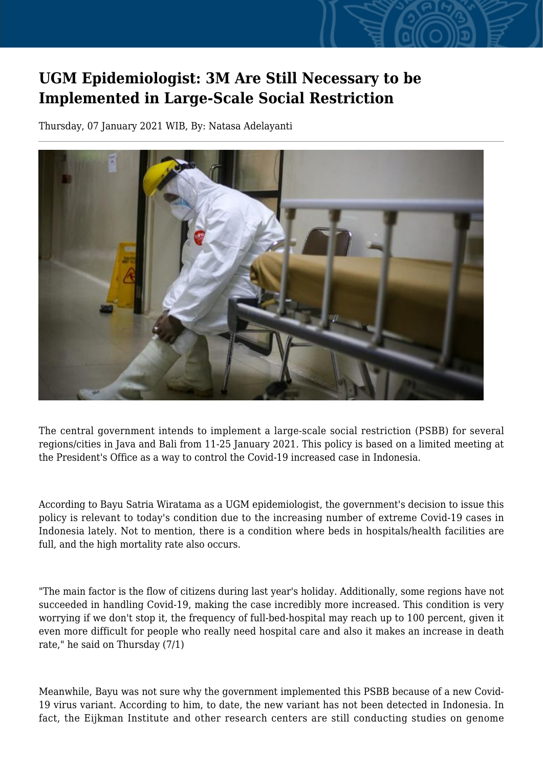# UGM Epidemiologist: 3M Are Still Necessary to be Implemented in Large-Scale Social Restriction

Thursday, 07 January 2021 WIB, By: Natasa Adelayanti

The central government intends to implement a large-scale social restriction (PSBB) for several regions/cities in Java and Bali from 11-25 January 2021. This policy is based on a limited meeting at the President's Office as a way to control the Covid-19 increased case in Indonesia.

According to Bayu Satria Wiratama as a UGM epidemiologist, the government's decision to issue this policy is relevant to today's condition due to the increasing number of extreme Covid-19 cases in Indonesia lately. Not to mention, there is a condition where beds in hospitals/health facilities are full, and the high mortality rate also occurs.

"The main factor is the flow of citizens during last year's holiday. Additionally, some regions have not succeeded in handling Covid-19, making the case incredibly more increased. This condition is very worrying if we don't stop it, the frequency of full-bed-hospital may reach up to 100 percent, given it even more difficult for people who really need hospital care and also it makes an increase in death rate," he said on Thursday (7/1)

Meanwhile, Bayu was not sure why the government implemented this PSBB because of a new Covid-19 virus variant. According to him, to date, the new variant has not been detected in Indonesia. In fact, the Eijkman Institute and other research centers are still conducting studies on genome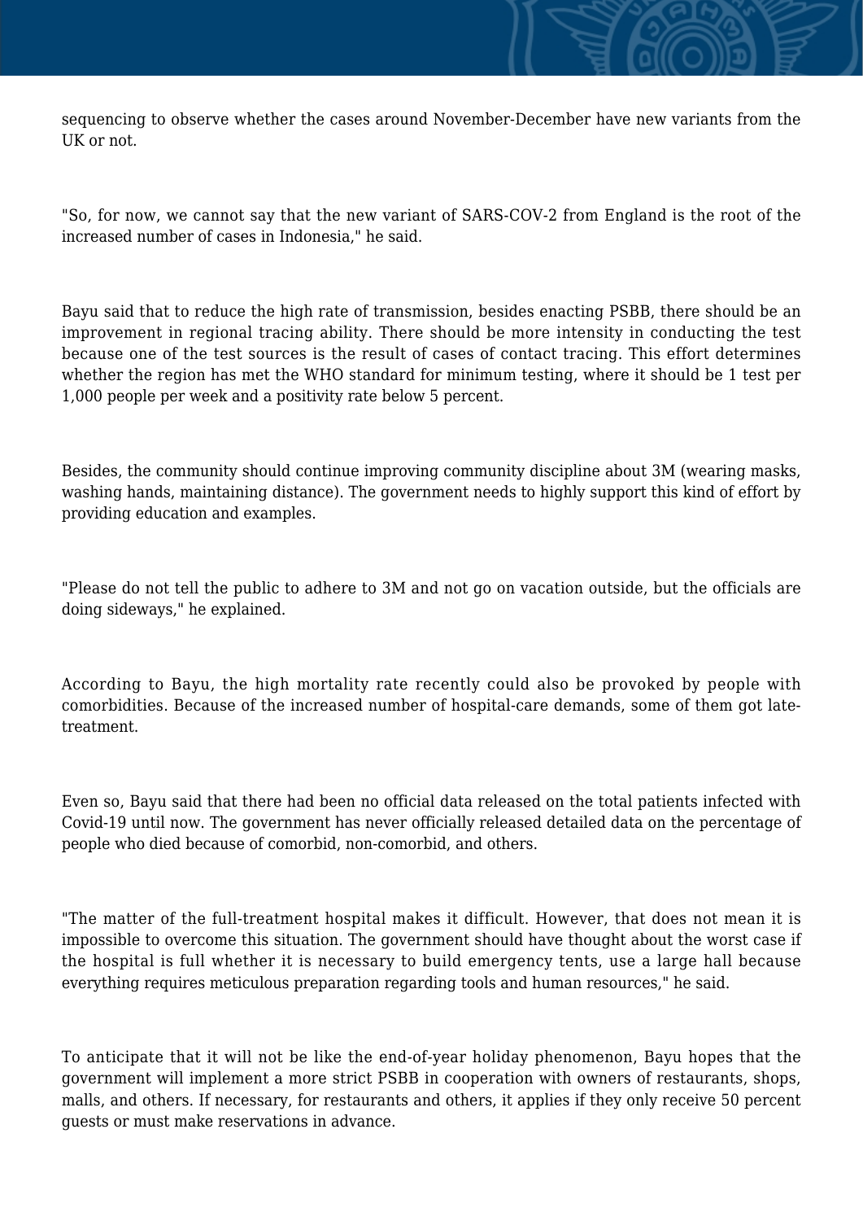sequencing to observe whether the cases around November-December have new variants from the UK or not.

"So, for now, we cannot say that the new variant of SARS-COV-2 from England is the root of the increased number of cases in Indonesia," he said.

Bayu said that to reduce the high rate of transmission, besides enacting PSBB, there should be an improvement in regional tracing ability. There should be more intensity in conducting the test because one of the test sources is the result of cases of contact tracing. This effort determines whether the region has met the WHO standard for minimum testing, where it should be 1 test per 1,000 people per week and a positivity rate below 5 percent.

Besides, the community should continue improving community discipline about 3M (wearing masks, washing hands, maintaining distance). The government needs to highly support this kind of effort by providing education and examples.

"Please do not tell the public to adhere to 3M and not go on vacation outside, but the officials are doing sideways," he explained.

According to Bayu, the high mortality rate recently could also be provoked by people with comorbidities. Because of the increased number of hospital-care demands, some of them got late-treatment.

Even so, Bayu said that there had been no official data released on the total patients infected with Covid-19 until now. The government has never officially released detailed data on the percentage of people who died because of comorbid, non-comorbid, and others.

"The matter of the full-treatment hospital makes it difficult. However, that does not mean it is impossible to overcome this situation. The government should have thought about the worst case if the hospital is full whether it is necessary to build emergency tents, use a large hall because everything requires meticulous preparation regarding tools and human resources," he said.

To anticipate that it will not be like the end-of-year holiday phenomenon, Bayu hopes that the government will implement a more strict PSBB in cooperation with owners of restaurants, shops, malls, and others. If necessary, for restaurants and others, it applies if they only receive 50 percent guests or must make reservations in advance.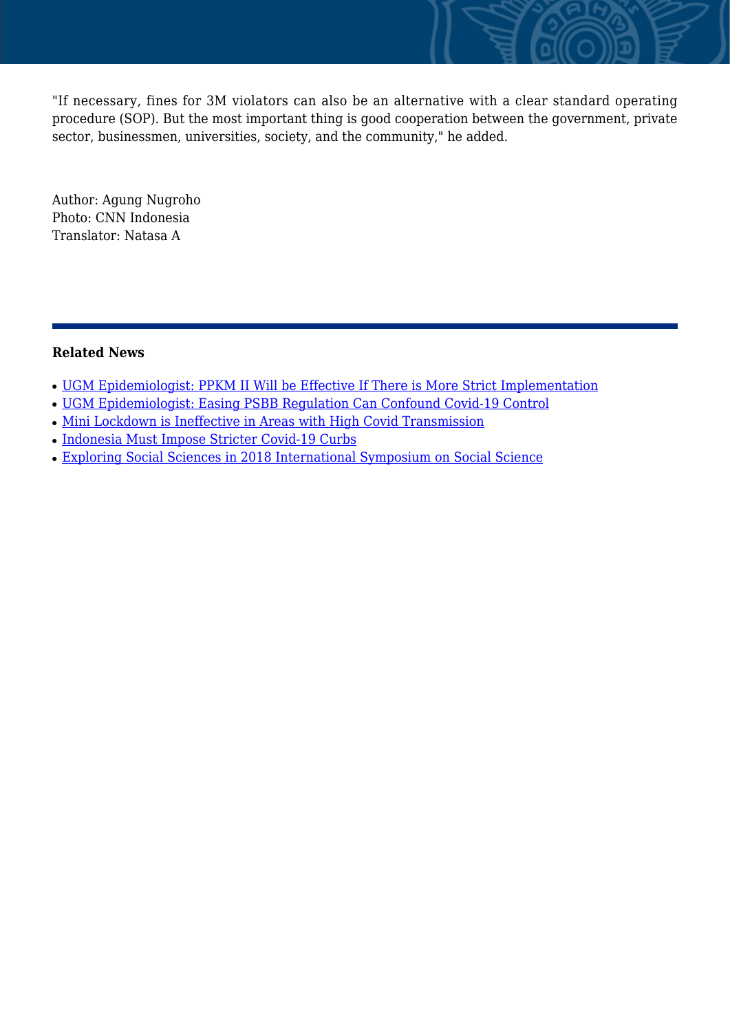"If necessary, fines for 3M violators can also be an alternative with a clear standard operating procedure (SOP). But the most important thing is good cooperation between the government, private sector, businessmen, universities, society, and the community," he added.

Author: Agung Nugroho
Photo: CNN Indonesia
Translator: Natasa A

---

**Related News**

- UGM Epidemiologist: PPKM II Will be Effective If There is More Strict Implementation
- UGM Epidemiologist: Easing PSBB Regulation Can Confound Covid-19 Control
- Mini Lockdown is Ineffective in Areas with High Covid Transmission
- Indonesia Must Impose Stricter Covid-19 Curbs
- Exploring Social Sciences in 2018 International Symposium on Social Science